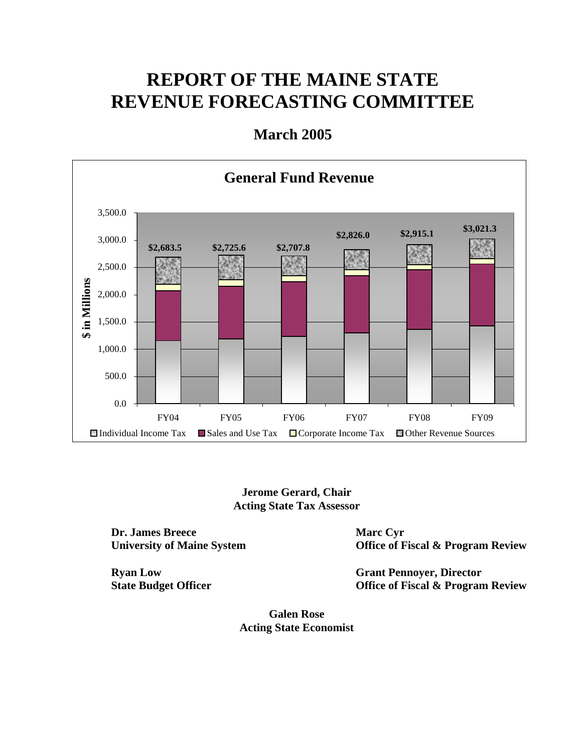# REPORT OF THE MAINE STATE REVENUE FORECASTING COMMITTEE

## March 2005

**General Fund Revenue**

| | FY04 | FY05 | FY06 | FY07 | FY08 | FY09 |
|---|---|---|---|---|---|---|
| Total ($ in Millions) | $2,683.5 | $2,725.6 | $2,707.8 | $2,826.0 | $2,915.1 | $3,021.3 |

Individual Income Tax | Sales and Use Tax | Corporate Income Tax | Other Revenue Sources

**Jerome Gerard, Chair**
**Acting State Tax Assessor**

**Dr. James Breece**
**University of Maine System**

**Marc Cyr**
**Office of Fiscal & Program Review**

**Ryan Low**
**State Budget Officer**

**Grant Pennoyer, Director**
**Office of Fiscal & Program Review**

**Galen Rose**
**Acting State Economist**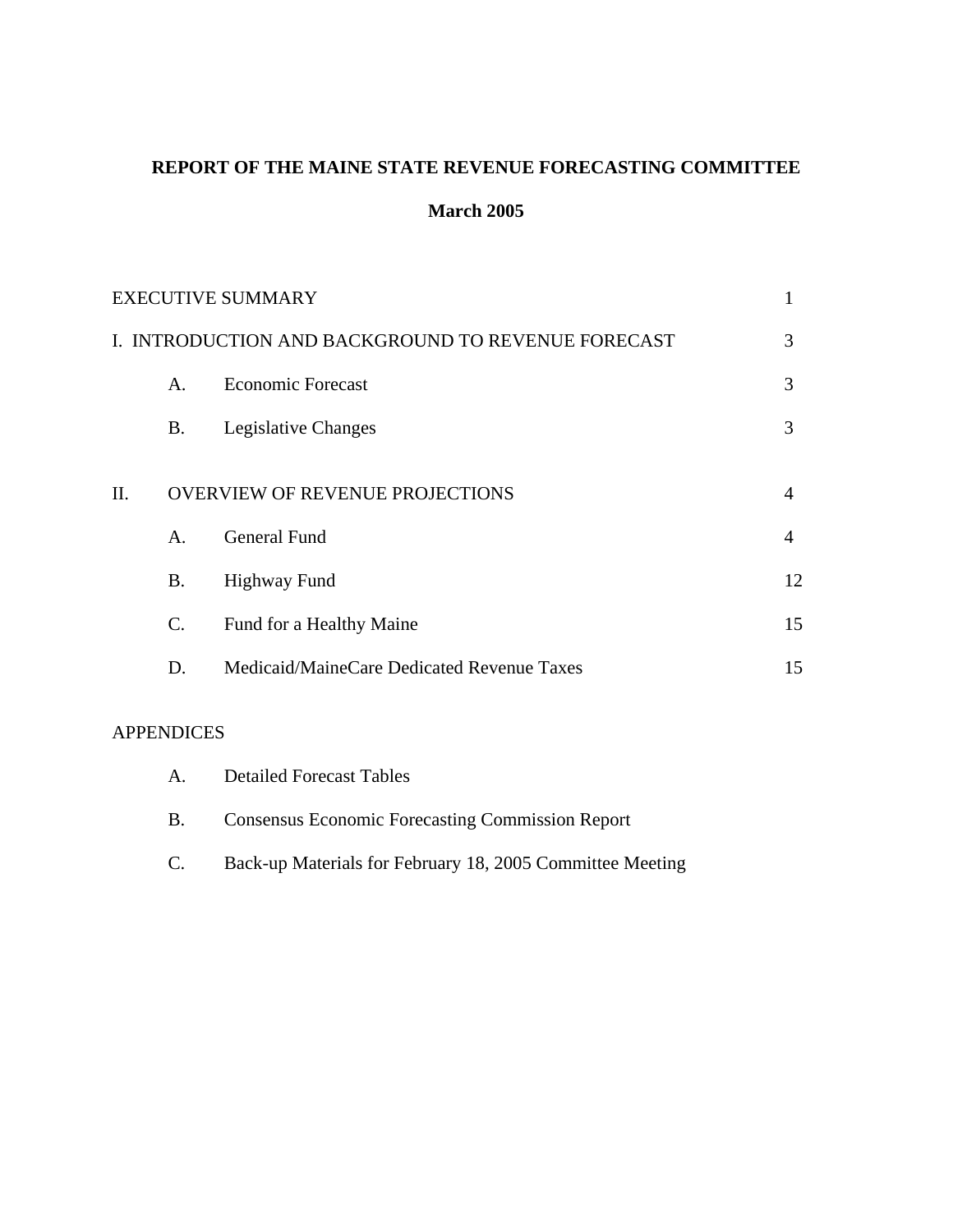**REPORT OF THE MAINE STATE REVENUE FORECASTING COMMITTEE**

**March 2005**

| | | |
|---|---|---|
| EXECUTIVE SUMMARY | | 1 |
| I. INTRODUCTION AND BACKGROUND TO REVENUE FORECAST | | 3 |
| A. | Economic Forecast | 3 |
| B. | Legislative Changes | 3 |
| II. | OVERVIEW OF REVENUE PROJECTIONS | 4 |
| A. | General Fund | 4 |
| B. | Highway Fund | 12 |
| C. | Fund for a Healthy Maine | 15 |
| D. | Medicaid/MaineCare Dedicated Revenue Taxes | 15 |

APPENDICES

A. Detailed Forecast Tables

B. Consensus Economic Forecasting Commission Report

C. Back-up Materials for February 18, 2005 Committee Meeting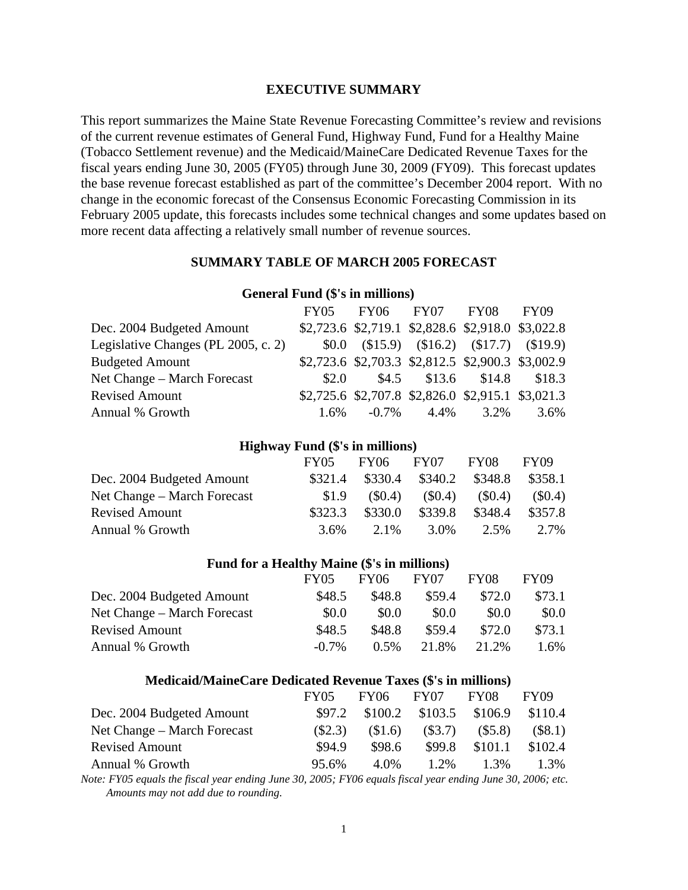# EXECUTIVE SUMMARY

This report summarizes the Maine State Revenue Forecasting Committee's review and revisions of the current revenue estimates of General Fund, Highway Fund, Fund for a Healthy Maine (Tobacco Settlement revenue) and the Medicaid/MaineCare Dedicated Revenue Taxes for the fiscal years ending June 30, 2005 (FY05) through June 30, 2009 (FY09). This forecast updates the base revenue forecast established as part of the committee's December 2004 report. With no change in the economic forecast of the Consensus Economic Forecasting Commission in its February 2005 update, this forecasts includes some technical changes and some updates based on more recent data affecting a relatively small number of revenue sources.

## SUMMARY TABLE OF MARCH 2005 FORECAST

**General Fund ($'s in millions)**

| | FY05 | FY06 | FY07 | FY08 | FY09 |
|---|---|---|---|---|---|
| Dec. 2004 Budgeted Amount | $2,723.6 | $2,719.1 | $2,828.6 | $2,918.0 | $3,022.8 |
| Legislative Changes (PL 2005, c. 2) | $0.0 | ($15.9) | ($16.2) | ($17.7) | ($19.9) |
| Budgeted Amount | $2,723.6 | $2,703.3 | $2,812.5 | $2,900.3 | $3,002.9 |
| Net Change – March Forecast | $2.0 | $4.5 | $13.6 | $14.8 | $18.3 |
| Revised Amount | $2,725.6 | $2,707.8 | $2,826.0 | $2,915.1 | $3,021.3 |
| Annual % Growth | 1.6% | -0.7% | 4.4% | 3.2% | 3.6% |

**Highway Fund ($'s in millions)**

| | FY05 | FY06 | FY07 | FY08 | FY09 |
|---|---|---|---|---|---|
| Dec. 2004 Budgeted Amount | $321.4 | $330.4 | $340.2 | $348.8 | $358.1 |
| Net Change – March Forecast | $1.9 | ($0.4) | ($0.4) | ($0.4) | ($0.4) |
| Revised Amount | $323.3 | $330.0 | $339.8 | $348.4 | $357.8 |
| Annual % Growth | 3.6% | 2.1% | 3.0% | 2.5% | 2.7% |

**Fund for a Healthy Maine ($'s in millions)**

| | FY05 | FY06 | FY07 | FY08 | FY09 |
|---|---|---|---|---|---|
| Dec. 2004 Budgeted Amount | $48.5 | $48.8 | $59.4 | $72.0 | $73.1 |
| Net Change – March Forecast | $0.0 | $0.0 | $0.0 | $0.0 | $0.0 |
| Revised Amount | $48.5 | $48.8 | $59.4 | $72.0 | $73.1 |
| Annual % Growth | -0.7% | 0.5% | 21.8% | 21.2% | 1.6% |

**Medicaid/MaineCare Dedicated Revenue Taxes ($'s in millions)**

| | FY05 | FY06 | FY07 | FY08 | FY09 |
|---|---|---|---|---|---|
| Dec. 2004 Budgeted Amount | $97.2 | $100.2 | $103.5 | $106.9 | $110.4 |
| Net Change – March Forecast | ($2.3) | ($1.6) | ($3.7) | ($5.8) | ($8.1) |
| Revised Amount | $94.9 | $98.6 | $99.8 | $101.1 | $102.4 |
| Annual % Growth | 95.6% | 4.0% | 1.2% | 1.3% | 1.3% |

*Note: FY05 equals the fiscal year ending June 30, 2005; FY06 equals fiscal year ending June 30, 2006; etc. Amounts may not add due to rounding.*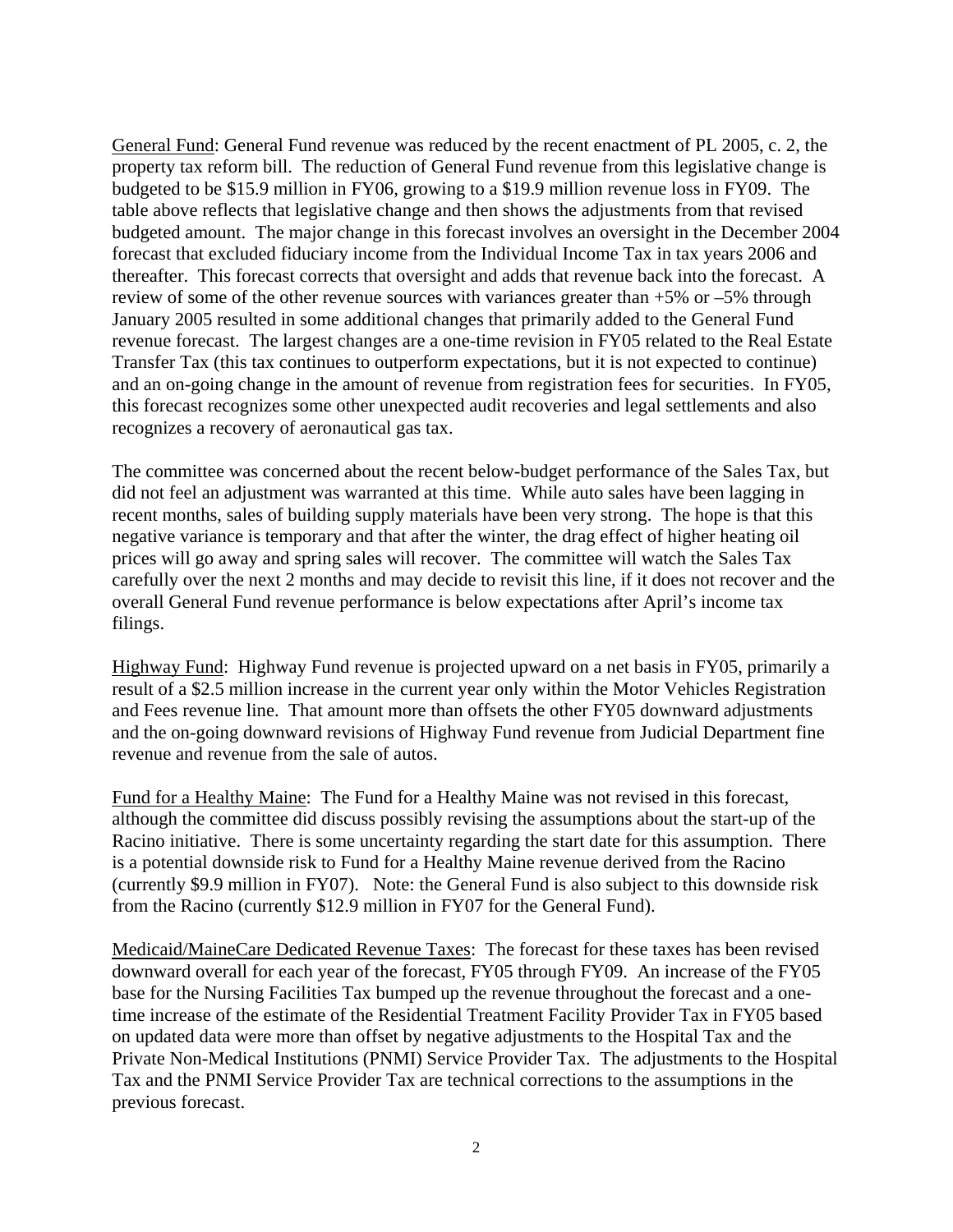<u>General Fund</u>: General Fund revenue was reduced by the recent enactment of PL 2005, c. 2, the property tax reform bill. The reduction of General Fund revenue from this legislative change is budgeted to be $15.9 million in FY06, growing to a $19.9 million revenue loss in FY09. The table above reflects that legislative change and then shows the adjustments from that revised budgeted amount. The major change in this forecast involves an oversight in the December 2004 forecast that excluded fiduciary income from the Individual Income Tax in tax years 2006 and thereafter. This forecast corrects that oversight and adds that revenue back into the forecast. A review of some of the other revenue sources with variances greater than +5% or –5% through January 2005 resulted in some additional changes that primarily added to the General Fund revenue forecast. The largest changes are a one-time revision in FY05 related to the Real Estate Transfer Tax (this tax continues to outperform expectations, but it is not expected to continue) and an on-going change in the amount of revenue from registration fees for securities. In FY05, this forecast recognizes some other unexpected audit recoveries and legal settlements and also recognizes a recovery of aeronautical gas tax.

The committee was concerned about the recent below-budget performance of the Sales Tax, but did not feel an adjustment was warranted at this time. While auto sales have been lagging in recent months, sales of building supply materials have been very strong. The hope is that this negative variance is temporary and that after the winter, the drag effect of higher heating oil prices will go away and spring sales will recover. The committee will watch the Sales Tax carefully over the next 2 months and may decide to revisit this line, if it does not recover and the overall General Fund revenue performance is below expectations after April's income tax filings.

<u>Highway Fund</u>: Highway Fund revenue is projected upward on a net basis in FY05, primarily a result of a $2.5 million increase in the current year only within the Motor Vehicles Registration and Fees revenue line. That amount more than offsets the other FY05 downward adjustments and the on-going downward revisions of Highway Fund revenue from Judicial Department fine revenue and revenue from the sale of autos.

<u>Fund for a Healthy Maine</u>: The Fund for a Healthy Maine was not revised in this forecast, although the committee did discuss possibly revising the assumptions about the start-up of the Racino initiative. There is some uncertainty regarding the start date for this assumption. There is a potential downside risk to Fund for a Healthy Maine revenue derived from the Racino (currently $9.9 million in FY07). Note: the General Fund is also subject to this downside risk from the Racino (currently $12.9 million in FY07 for the General Fund).

<u>Medicaid/MaineCare Dedicated Revenue Taxes</u>: The forecast for these taxes has been revised downward overall for each year of the forecast, FY05 through FY09. An increase of the FY05 base for the Nursing Facilities Tax bumped up the revenue throughout the forecast and a one-time increase of the estimate of the Residential Treatment Facility Provider Tax in FY05 based on updated data were more than offset by negative adjustments to the Hospital Tax and the Private Non-Medical Institutions (PNMI) Service Provider Tax. The adjustments to the Hospital Tax and the PNMI Service Provider Tax are technical corrections to the assumptions in the previous forecast.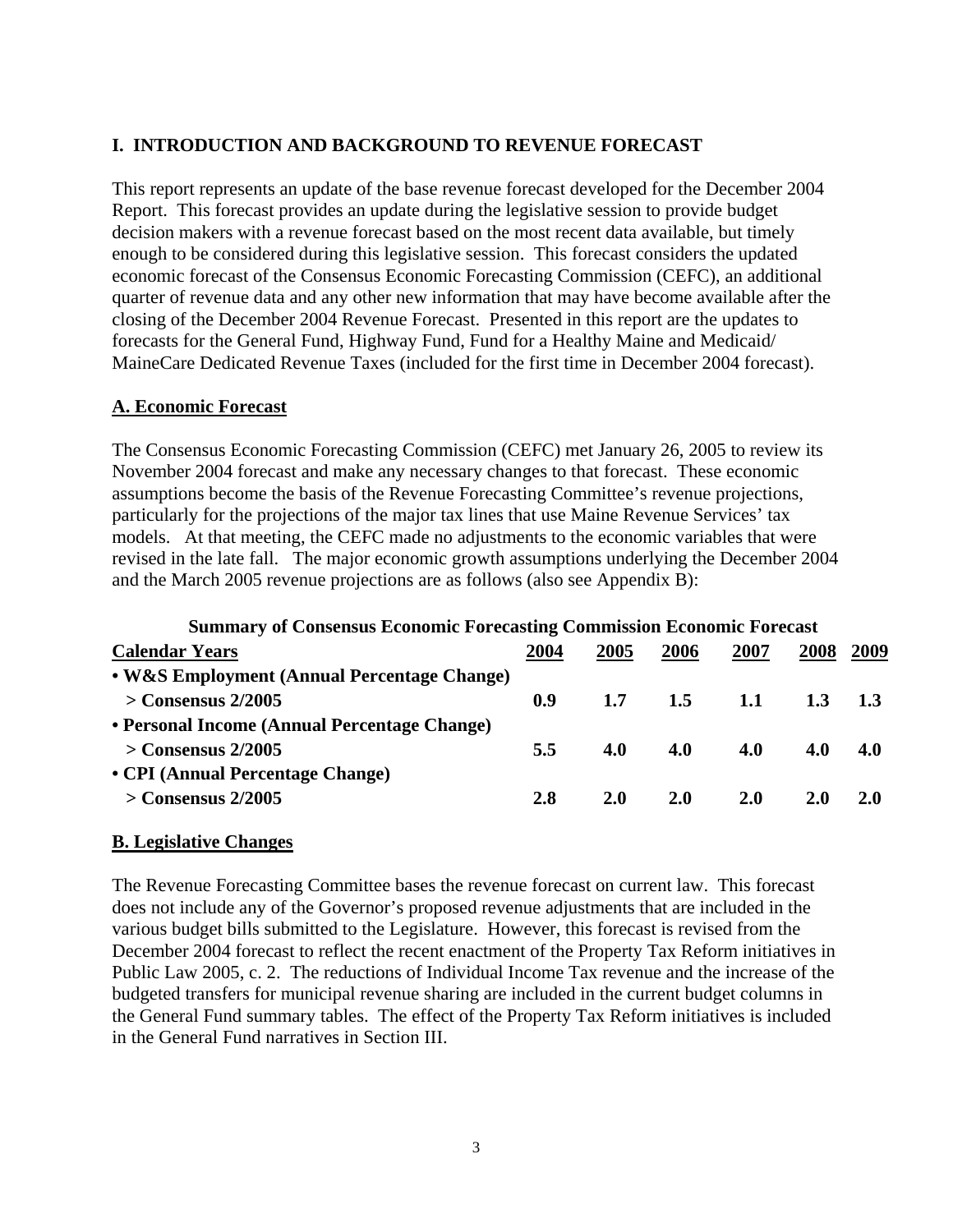## I. INTRODUCTION AND BACKGROUND TO REVENUE FORECAST

This report represents an update of the base revenue forecast developed for the December 2004 Report. This forecast provides an update during the legislative session to provide budget decision makers with a revenue forecast based on the most recent data available, but timely enough to be considered during this legislative session. This forecast considers the updated economic forecast of the Consensus Economic Forecasting Commission (CEFC), an additional quarter of revenue data and any other new information that may have become available after the closing of the December 2004 Revenue Forecast. Presented in this report are the updates to forecasts for the General Fund, Highway Fund, Fund for a Healthy Maine and Medicaid/ MaineCare Dedicated Revenue Taxes (included for the first time in December 2004 forecast).

### A. Economic Forecast

The Consensus Economic Forecasting Commission (CEFC) met January 26, 2005 to review its November 2004 forecast and make any necessary changes to that forecast. These economic assumptions become the basis of the Revenue Forecasting Committee's revenue projections, particularly for the projections of the major tax lines that use Maine Revenue Services' tax models. At that meeting, the CEFC made no adjustments to the economic variables that were revised in the late fall. The major economic growth assumptions underlying the December 2004 and the March 2005 revenue projections are as follows (also see Appendix B):

**Summary of Consensus Economic Forecasting Commission Economic Forecast**

| Calendar Years | 2004 | 2005 | 2006 | 2007 | 2008 | 2009 |
|---|---|---|---|---|---|---|
| **• W&S Employment (Annual Percentage Change)** | | | | | | |
| **> Consensus 2/2005** | **0.9** | **1.7** | **1.5** | **1.1** | **1.3** | **1.3** |
| **• Personal Income (Annual Percentage Change)** | | | | | | |
| **> Consensus 2/2005** | **5.5** | **4.0** | **4.0** | **4.0** | **4.0** | **4.0** |
| **• CPI (Annual Percentage Change)** | | | | | | |
| **> Consensus 2/2005** | **2.8** | **2.0** | **2.0** | **2.0** | **2.0** | **2.0** |

### B. Legislative Changes

The Revenue Forecasting Committee bases the revenue forecast on current law. This forecast does not include any of the Governor's proposed revenue adjustments that are included in the various budget bills submitted to the Legislature. However, this forecast is revised from the December 2004 forecast to reflect the recent enactment of the Property Tax Reform initiatives in Public Law 2005, c. 2. The reductions of Individual Income Tax revenue and the increase of the budgeted transfers for municipal revenue sharing are included in the current budget columns in the General Fund summary tables. The effect of the Property Tax Reform initiatives is included in the General Fund narratives in Section III.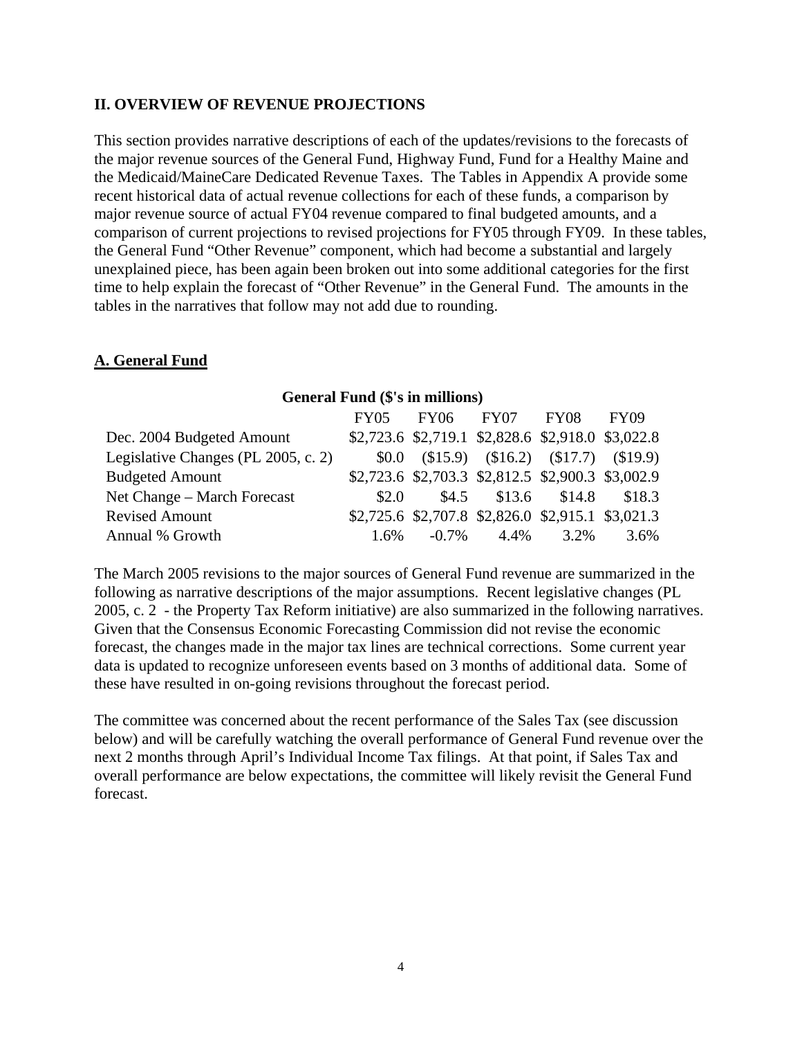## II. OVERVIEW OF REVENUE PROJECTIONS

This section provides narrative descriptions of each of the updates/revisions to the forecasts of the major revenue sources of the General Fund, Highway Fund, Fund for a Healthy Maine and the Medicaid/MaineCare Dedicated Revenue Taxes. The Tables in Appendix A provide some recent historical data of actual revenue collections for each of these funds, a comparison by major revenue source of actual FY04 revenue compared to final budgeted amounts, and a comparison of current projections to revised projections for FY05 through FY09. In these tables, the General Fund "Other Revenue" component, which had become a substantial and largely unexplained piece, has been again been broken out into some additional categories for the first time to help explain the forecast of "Other Revenue" in the General Fund. The amounts in the tables in the narratives that follow may not add due to rounding.

### A. General Fund

**General Fund ($'s in millions)**

| | FY05 | FY06 | FY07 | FY08 | FY09 |
|---|---|---|---|---|---|
| Dec. 2004 Budgeted Amount | $2,723.6 | $2,719.1 | $2,828.6 | $2,918.0 | $3,022.8 |
| Legislative Changes (PL 2005, c. 2) | $0.0 | ($15.9) | ($16.2) | ($17.7) | ($19.9) |
| Budgeted Amount | $2,723.6 | $2,703.3 | $2,812.5 | $2,900.3 | $3,002.9 |
| Net Change – March Forecast | $2.0 | $4.5 | $13.6 | $14.8 | $18.3 |
| Revised Amount | $2,725.6 | $2,707.8 | $2,826.0 | $2,915.1 | $3,021.3 |
| Annual % Growth | 1.6% | -0.7% | 4.4% | 3.2% | 3.6% |

The March 2005 revisions to the major sources of General Fund revenue are summarized in the following as narrative descriptions of the major assumptions. Recent legislative changes (PL 2005, c. 2 - the Property Tax Reform initiative) are also summarized in the following narratives. Given that the Consensus Economic Forecasting Commission did not revise the economic forecast, the changes made in the major tax lines are technical corrections. Some current year data is updated to recognize unforeseen events based on 3 months of additional data. Some of these have resulted in on-going revisions throughout the forecast period.

The committee was concerned about the recent performance of the Sales Tax (see discussion below) and will be carefully watching the overall performance of General Fund revenue over the next 2 months through April's Individual Income Tax filings. At that point, if Sales Tax and overall performance are below expectations, the committee will likely revisit the General Fund forecast.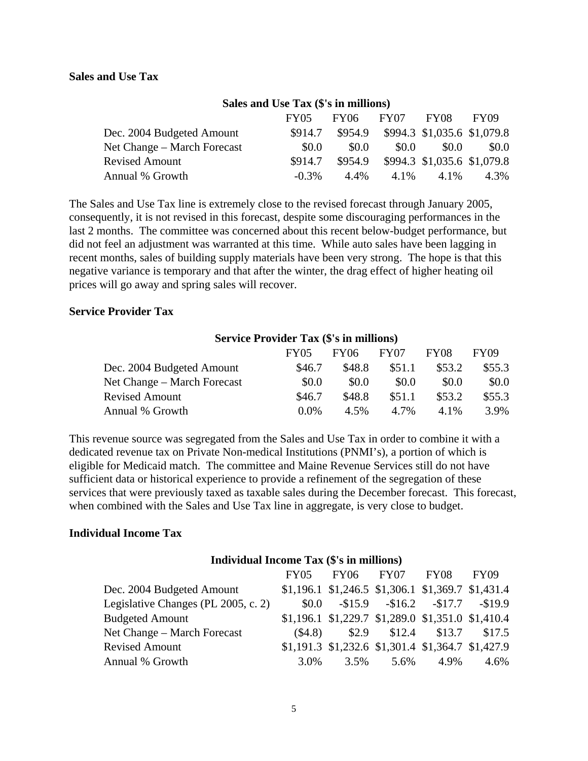### Sales and Use Tax

| Sales and Use Tax ($'s in millions) | | | | | |
|---|---|---|---|---|---|
| | FY05 | FY06 | FY07 | FY08 | FY09 |
| Dec. 2004 Budgeted Amount | $914.7 | $954.9 | $994.3 | $1,035.6 | $1,079.8 |
| Net Change – March Forecast | $0.0 | $0.0 | $0.0 | $0.0 | $0.0 |
| Revised Amount | $914.7 | $954.9 | $994.3 | $1,035.6 | $1,079.8 |
| Annual % Growth | -0.3% | 4.4% | 4.1% | 4.1% | 4.3% |

The Sales and Use Tax line is extremely close to the revised forecast through January 2005, consequently, it is not revised in this forecast, despite some discouraging performances in the last 2 months. The committee was concerned about this recent below-budget performance, but did not feel an adjustment was warranted at this time. While auto sales have been lagging in recent months, sales of building supply materials have been very strong. The hope is that this negative variance is temporary and that after the winter, the drag effect of higher heating oil prices will go away and spring sales will recover.

### Service Provider Tax

| Service Provider Tax ($'s in millions) | | | | | |
|---|---|---|---|---|---|
| | FY05 | FY06 | FY07 | FY08 | FY09 |
| Dec. 2004 Budgeted Amount | $46.7 | $48.8 | $51.1 | $53.2 | $55.3 |
| Net Change – March Forecast | $0.0 | $0.0 | $0.0 | $0.0 | $0.0 |
| Revised Amount | $46.7 | $48.8 | $51.1 | $53.2 | $55.3 |
| Annual % Growth | 0.0% | 4.5% | 4.7% | 4.1% | 3.9% |

This revenue source was segregated from the Sales and Use Tax in order to combine it with a dedicated revenue tax on Private Non-medical Institutions (PNMI's), a portion of which is eligible for Medicaid match. The committee and Maine Revenue Services still do not have sufficient data or historical experience to provide a refinement of the segregation of these services that were previously taxed as taxable sales during the December forecast. This forecast, when combined with the Sales and Use Tax line in aggregate, is very close to budget.

### Individual Income Tax

| Individual Income Tax ($'s in millions) | | | | | |
|---|---|---|---|---|---|
| | FY05 | FY06 | FY07 | FY08 | FY09 |
| Dec. 2004 Budgeted Amount | $1,196.1 | $1,246.5 | $1,306.1 | $1,369.7 | $1,431.4 |
| Legislative Changes (PL 2005, c. 2) | $0.0 | -$15.9 | -$16.2 | -$17.7 | -$19.9 |
| Budgeted Amount | $1,196.1 | $1,229.7 | $1,289.0 | $1,351.0 | $1,410.4 |
| Net Change – March Forecast | ($4.8) | $2.9 | $12.4 | $13.7 | $17.5 |
| Revised Amount | $1,191.3 | $1,232.6 | $1,301.4 | $1,364.7 | $1,427.9 |
| Annual % Growth | 3.0% | 3.5% | 5.6% | 4.9% | 4.6% |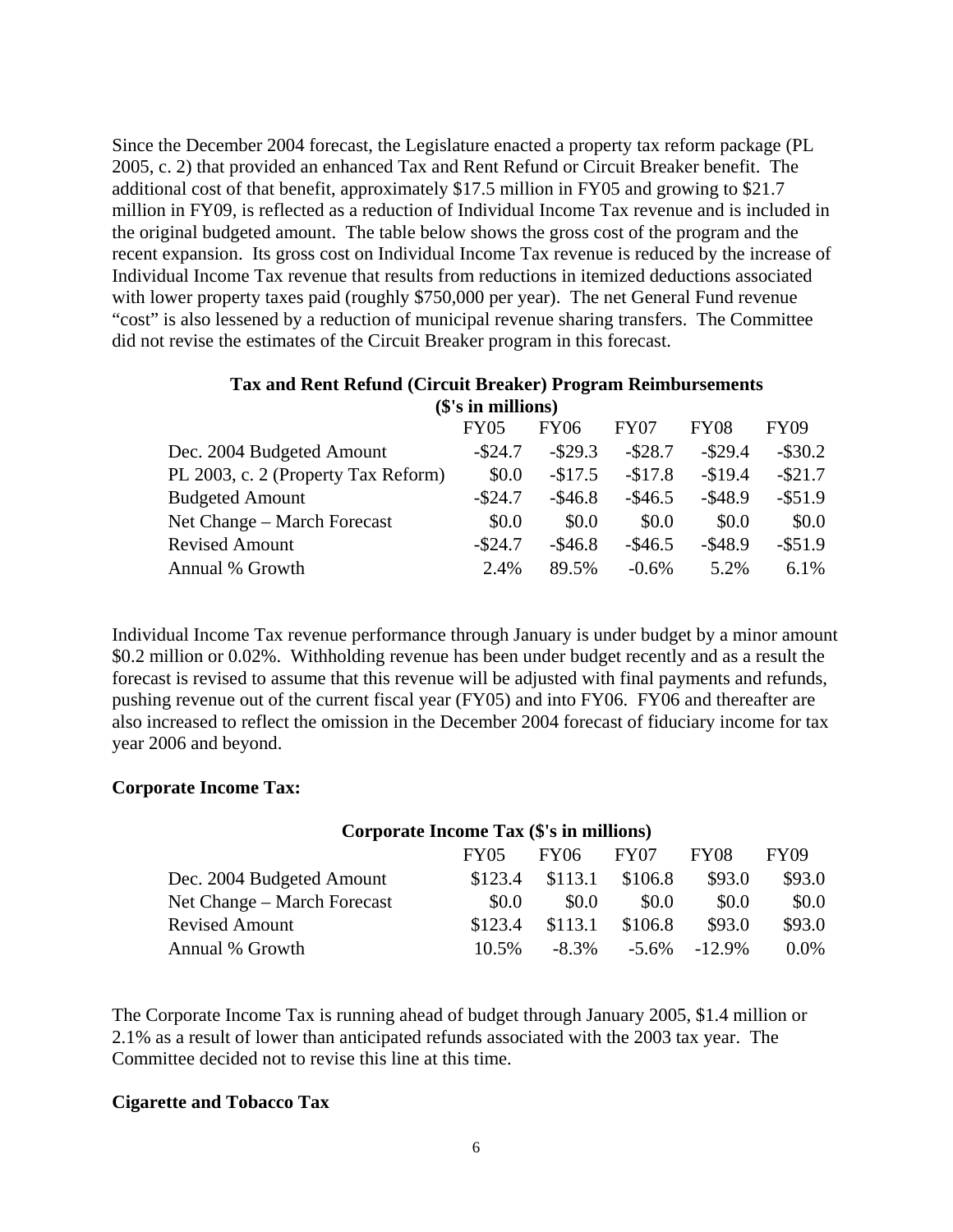Since the December 2004 forecast, the Legislature enacted a property tax reform package (PL 2005, c. 2) that provided an enhanced Tax and Rent Refund or Circuit Breaker benefit. The additional cost of that benefit, approximately $17.5 million in FY05 and growing to $21.7 million in FY09, is reflected as a reduction of Individual Income Tax revenue and is included in the original budgeted amount. The table below shows the gross cost of the program and the recent expansion. Its gross cost on Individual Income Tax revenue is reduced by the increase of Individual Income Tax revenue that results from reductions in itemized deductions associated with lower property taxes paid (roughly $750,000 per year). The net General Fund revenue "cost" is also lessened by a reduction of municipal revenue sharing transfers. The Committee did not revise the estimates of the Circuit Breaker program in this forecast.

**Tax and Rent Refund (Circuit Breaker) Program Reimbursements ($'s in millions)**

| | FY05 | FY06 | FY07 | FY08 | FY09 |
|---|---|---|---|---|---|
| Dec. 2004 Budgeted Amount | -$24.7 | -$29.3 | -$28.7 | -$29.4 | -$30.2 |
| PL 2003, c. 2 (Property Tax Reform) | $0.0 | -$17.5 | -$17.8 | -$19.4 | -$21.7 |
| Budgeted Amount | -$24.7 | -$46.8 | -$46.5 | -$48.9 | -$51.9 |
| Net Change – March Forecast | $0.0 | $0.0 | $0.0 | $0.0 | $0.0 |
| Revised Amount | -$24.7 | -$46.8 | -$46.5 | -$48.9 | -$51.9 |
| Annual % Growth | 2.4% | 89.5% | -0.6% | 5.2% | 6.1% |

Individual Income Tax revenue performance through January is under budget by a minor amount $0.2 million or 0.02%. Withholding revenue has been under budget recently and as a result the forecast is revised to assume that this revenue will be adjusted with final payments and refunds, pushing revenue out of the current fiscal year (FY05) and into FY06. FY06 and thereafter are also increased to reflect the omission in the December 2004 forecast of fiduciary income for tax year 2006 and beyond.

**Corporate Income Tax:**

**Corporate Income Tax ($'s in millions)**

| | FY05 | FY06 | FY07 | FY08 | FY09 |
|---|---|---|---|---|---|
| Dec. 2004 Budgeted Amount | $123.4 | $113.1 | $106.8 | $93.0 | $93.0 |
| Net Change – March Forecast | $0.0 | $0.0 | $0.0 | $0.0 | $0.0 |
| Revised Amount | $123.4 | $113.1 | $106.8 | $93.0 | $93.0 |
| Annual % Growth | 10.5% | -8.3% | -5.6% | -12.9% | 0.0% |

The Corporate Income Tax is running ahead of budget through January 2005, $1.4 million or 2.1% as a result of lower than anticipated refunds associated with the 2003 tax year. The Committee decided not to revise this line at this time.

**Cigarette and Tobacco Tax**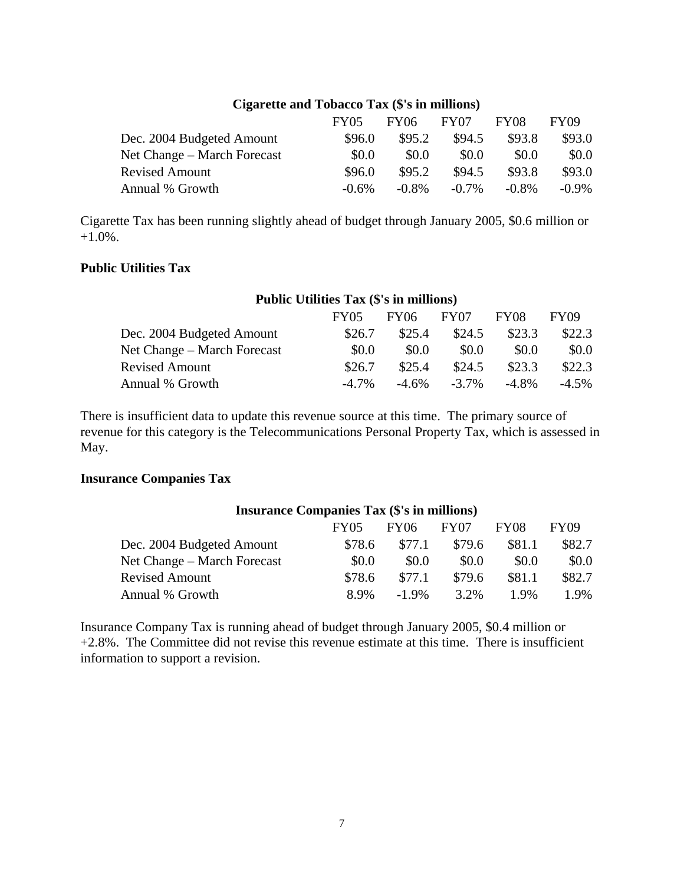**Cigarette and Tobacco Tax ($'s in millions)**

| | FY05 | FY06 | FY07 | FY08 | FY09 |
|---|---|---|---|---|---|
| Dec. 2004 Budgeted Amount | $96.0 | $95.2 | $94.5 | $93.8 | $93.0 |
| Net Change – March Forecast | $0.0 | $0.0 | $0.0 | $0.0 | $0.0 |
| Revised Amount | $96.0 | $95.2 | $94.5 | $93.8 | $93.0 |
| Annual % Growth | -0.6% | -0.8% | -0.7% | -0.8% | -0.9% |

Cigarette Tax has been running slightly ahead of budget through January 2005, $0.6 million or +1.0%.

### Public Utilities Tax

**Public Utilities Tax ($'s in millions)**

| | FY05 | FY06 | FY07 | FY08 | FY09 |
|---|---|---|---|---|---|
| Dec. 2004 Budgeted Amount | $26.7 | $25.4 | $24.5 | $23.3 | $22.3 |
| Net Change – March Forecast | $0.0 | $0.0 | $0.0 | $0.0 | $0.0 |
| Revised Amount | $26.7 | $25.4 | $24.5 | $23.3 | $22.3 |
| Annual % Growth | -4.7% | -4.6% | -3.7% | -4.8% | -4.5% |

There is insufficient data to update this revenue source at this time. The primary source of revenue for this category is the Telecommunications Personal Property Tax, which is assessed in May.

### Insurance Companies Tax

**Insurance Companies Tax ($'s in millions)**

| | FY05 | FY06 | FY07 | FY08 | FY09 |
|---|---|---|---|---|---|
| Dec. 2004 Budgeted Amount | $78.6 | $77.1 | $79.6 | $81.1 | $82.7 |
| Net Change – March Forecast | $0.0 | $0.0 | $0.0 | $0.0 | $0.0 |
| Revised Amount | $78.6 | $77.1 | $79.6 | $81.1 | $82.7 |
| Annual % Growth | 8.9% | -1.9% | 3.2% | 1.9% | 1.9% |

Insurance Company Tax is running ahead of budget through January 2005, $0.4 million or +2.8%. The Committee did not revise this revenue estimate at this time. There is insufficient information to support a revision.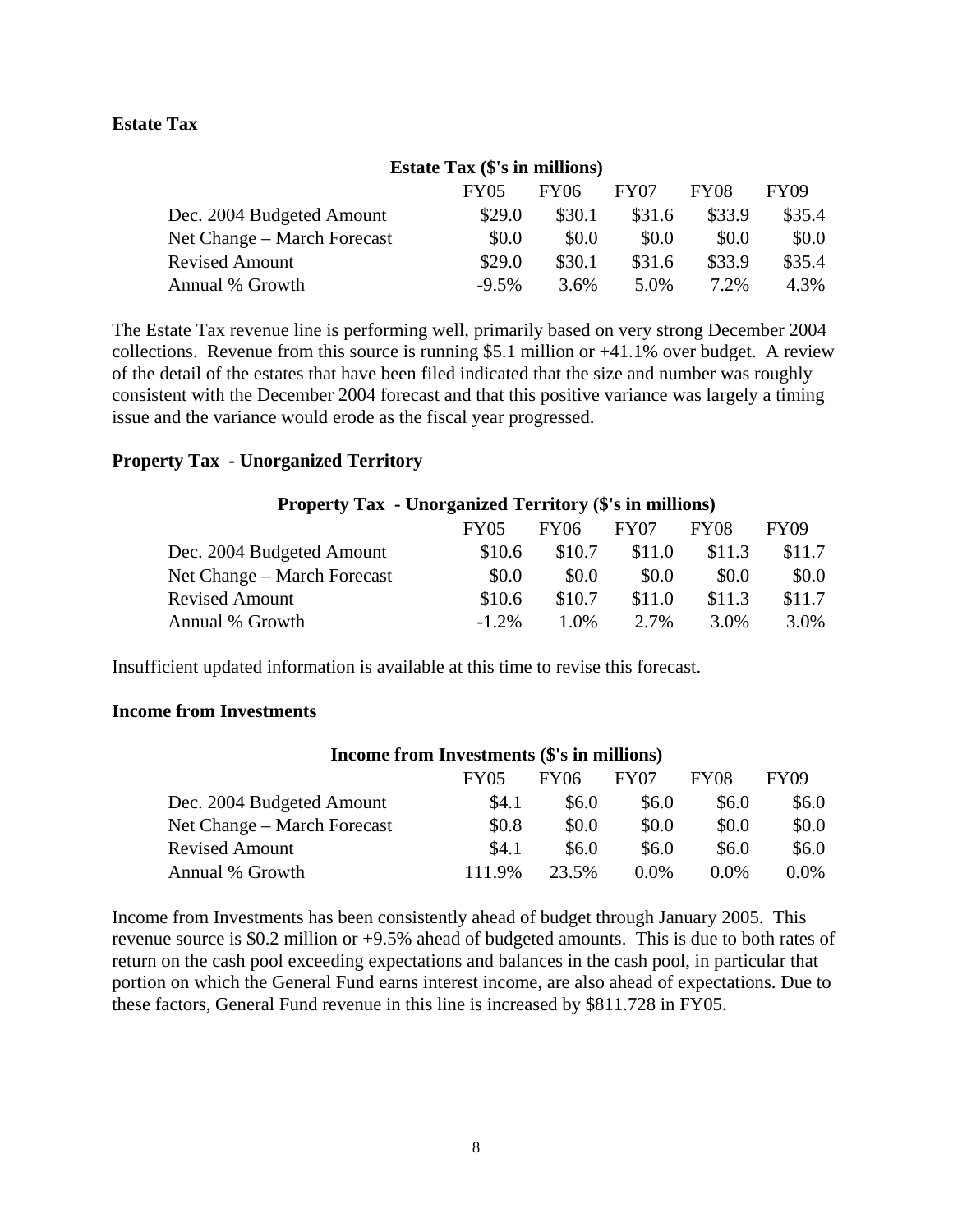**Estate Tax**

| Estate Tax ($'s in millions) | | | | | |
|---|---|---|---|---|---|
| | FY05 | FY06 | FY07 | FY08 | FY09 |
| Dec. 2004 Budgeted Amount | $29.0 | $30.1 | $31.6 | $33.9 | $35.4 |
| Net Change – March Forecast | $0.0 | $0.0 | $0.0 | $0.0 | $0.0 |
| Revised Amount | $29.0 | $30.1 | $31.6 | $33.9 | $35.4 |
| Annual % Growth | -9.5% | 3.6% | 5.0% | 7.2% | 4.3% |

The Estate Tax revenue line is performing well, primarily based on very strong December 2004 collections. Revenue from this source is running $5.1 million or +41.1% over budget. A review of the detail of the estates that have been filed indicated that the size and number was roughly consistent with the December 2004 forecast and that this positive variance was largely a timing issue and the variance would erode as the fiscal year progressed.

**Property Tax - Unorganized Territory**

| Property Tax - Unorganized Territory ($'s in millions) | | | | | |
|---|---|---|---|---|---|
| | FY05 | FY06 | FY07 | FY08 | FY09 |
| Dec. 2004 Budgeted Amount | $10.6 | $10.7 | $11.0 | $11.3 | $11.7 |
| Net Change – March Forecast | $0.0 | $0.0 | $0.0 | $0.0 | $0.0 |
| Revised Amount | $10.6 | $10.7 | $11.0 | $11.3 | $11.7 |
| Annual % Growth | -1.2% | 1.0% | 2.7% | 3.0% | 3.0% |

Insufficient updated information is available at this time to revise this forecast.

**Income from Investments**

| Income from Investments ($'s in millions) | | | | | |
|---|---|---|---|---|---|
| | FY05 | FY06 | FY07 | FY08 | FY09 |
| Dec. 2004 Budgeted Amount | $4.1 | $6.0 | $6.0 | $6.0 | $6.0 |
| Net Change – March Forecast | $0.8 | $0.0 | $0.0 | $0.0 | $0.0 |
| Revised Amount | $4.1 | $6.0 | $6.0 | $6.0 | $6.0 |
| Annual % Growth | 111.9% | 23.5% | 0.0% | 0.0% | 0.0% |

Income from Investments has been consistently ahead of budget through January 2005. This revenue source is $0.2 million or +9.5% ahead of budgeted amounts. This is due to both rates of return on the cash pool exceeding expectations and balances in the cash pool, in particular that portion on which the General Fund earns interest income, are also ahead of expectations. Due to these factors, General Fund revenue in this line is increased by $811.728 in FY05.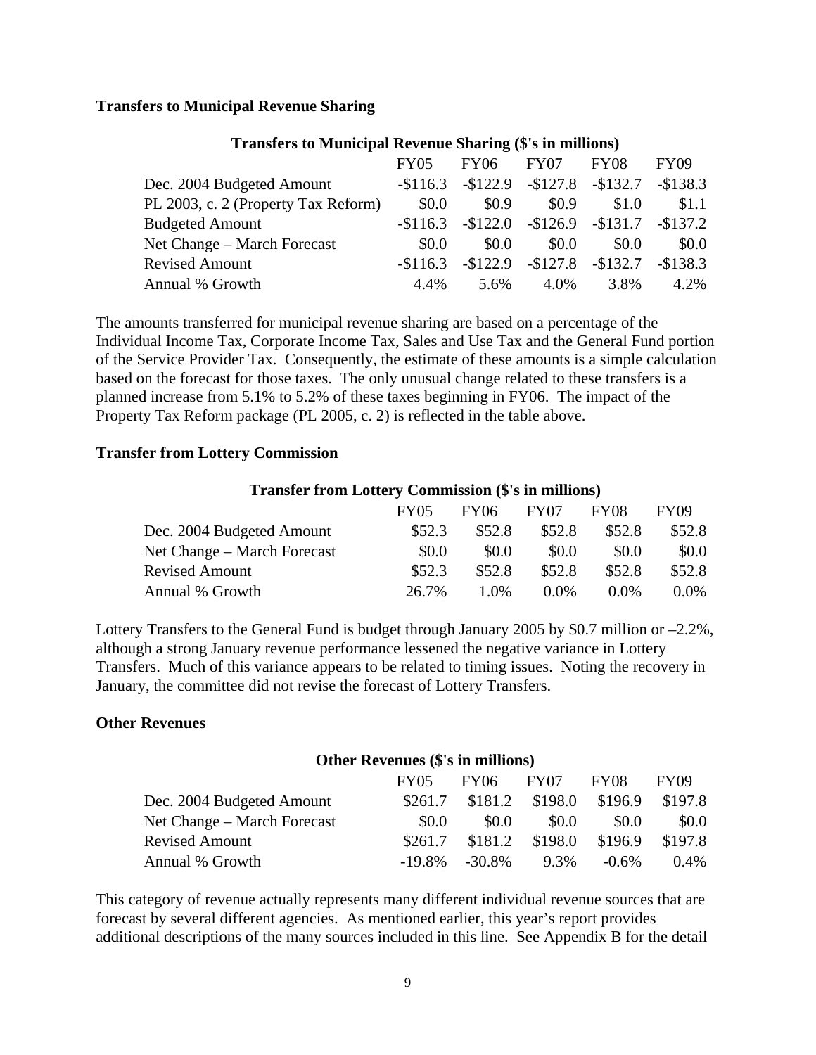**Transfers to Municipal Revenue Sharing**

| Transfers to Municipal Revenue Sharing ($'s in millions) | | | | | |
|---|---|---|---|---|---|
| | FY05 | FY06 | FY07 | FY08 | FY09 |
| Dec. 2004 Budgeted Amount | -$116.3 | -$122.9 | -$127.8 | -$132.7 | -$138.3 |
| PL 2003, c. 2 (Property Tax Reform) | $0.0 | $0.9 | $0.9 | $1.0 | $1.1 |
| Budgeted Amount | -$116.3 | -$122.0 | -$126.9 | -$131.7 | -$137.2 |
| Net Change – March Forecast | $0.0 | $0.0 | $0.0 | $0.0 | $0.0 |
| Revised Amount | -$116.3 | -$122.9 | -$127.8 | -$132.7 | -$138.3 |
| Annual % Growth | 4.4% | 5.6% | 4.0% | 3.8% | 4.2% |

The amounts transferred for municipal revenue sharing are based on a percentage of the Individual Income Tax, Corporate Income Tax, Sales and Use Tax and the General Fund portion of the Service Provider Tax. Consequently, the estimate of these amounts is a simple calculation based on the forecast for those taxes. The only unusual change related to these transfers is a planned increase from 5.1% to 5.2% of these taxes beginning in FY06. The impact of the Property Tax Reform package (PL 2005, c. 2) is reflected in the table above.

**Transfer from Lottery Commission**

| Transfer from Lottery Commission ($'s in millions) | | | | | |
|---|---|---|---|---|---|
| | FY05 | FY06 | FY07 | FY08 | FY09 |
| Dec. 2004 Budgeted Amount | $52.3 | $52.8 | $52.8 | $52.8 | $52.8 |
| Net Change – March Forecast | $0.0 | $0.0 | $0.0 | $0.0 | $0.0 |
| Revised Amount | $52.3 | $52.8 | $52.8 | $52.8 | $52.8 |
| Annual % Growth | 26.7% | 1.0% | 0.0% | 0.0% | 0.0% |

Lottery Transfers to the General Fund is budget through January 2005 by $0.7 million or –2.2%, although a strong January revenue performance lessened the negative variance in Lottery Transfers. Much of this variance appears to be related to timing issues. Noting the recovery in January, the committee did not revise the forecast of Lottery Transfers.

**Other Revenues**

| Other Revenues ($'s in millions) | | | | | |
|---|---|---|---|---|---|
| | FY05 | FY06 | FY07 | FY08 | FY09 |
| Dec. 2004 Budgeted Amount | $261.7 | $181.2 | $198.0 | $196.9 | $197.8 |
| Net Change – March Forecast | $0.0 | $0.0 | $0.0 | $0.0 | $0.0 |
| Revised Amount | $261.7 | $181.2 | $198.0 | $196.9 | $197.8 |
| Annual % Growth | -19.8% | -30.8% | 9.3% | -0.6% | 0.4% |

This category of revenue actually represents many different individual revenue sources that are forecast by several different agencies. As mentioned earlier, this year's report provides additional descriptions of the many sources included in this line. See Appendix B for the detail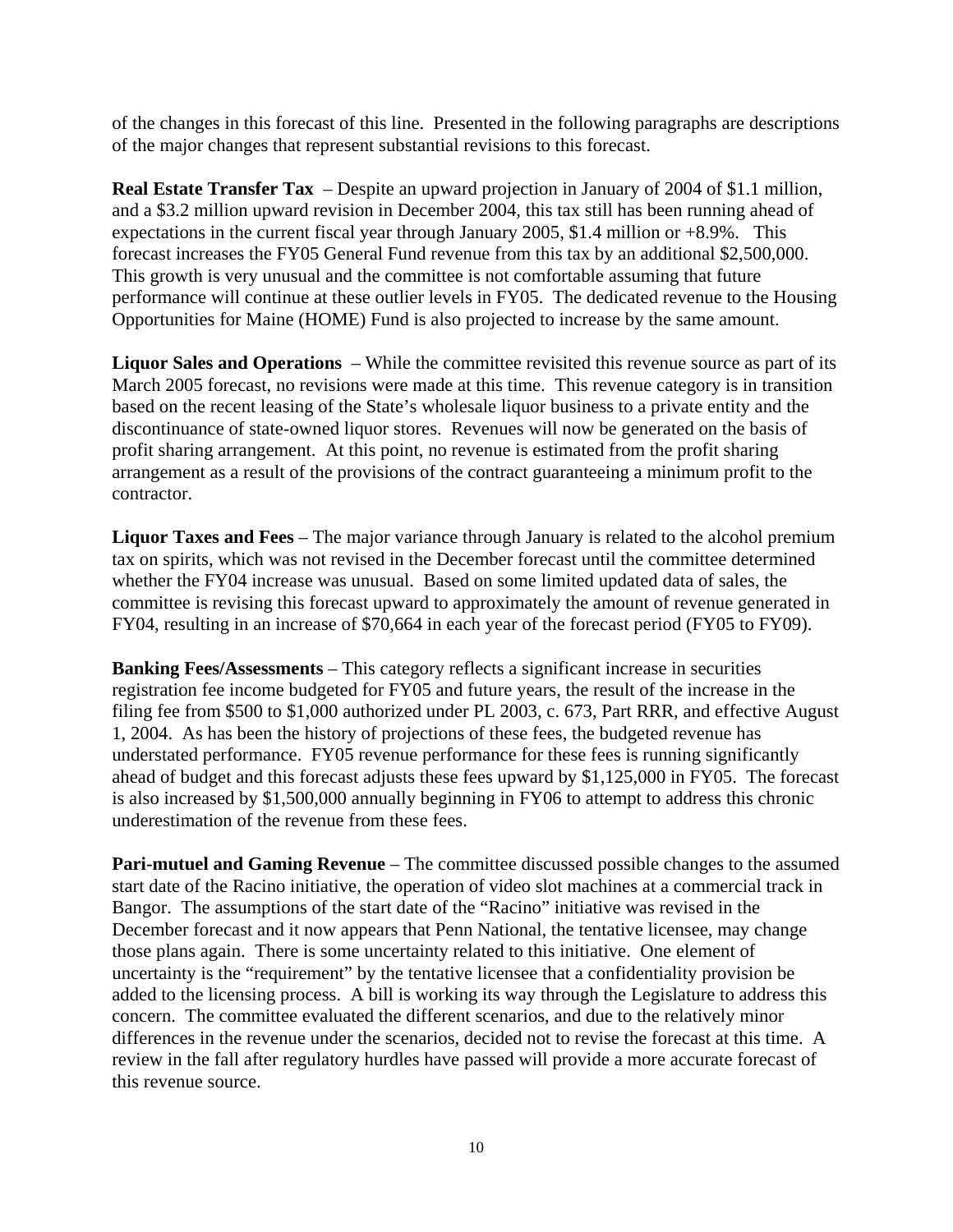of the changes in this forecast of this line. Presented in the following paragraphs are descriptions of the major changes that represent substantial revisions to this forecast.

**Real Estate Transfer Tax** – Despite an upward projection in January of 2004 of $1.1 million, and a $3.2 million upward revision in December 2004, this tax still has been running ahead of expectations in the current fiscal year through January 2005, $1.4 million or +8.9%. This forecast increases the FY05 General Fund revenue from this tax by an additional $2,500,000. This growth is very unusual and the committee is not comfortable assuming that future performance will continue at these outlier levels in FY05. The dedicated revenue to the Housing Opportunities for Maine (HOME) Fund is also projected to increase by the same amount.

**Liquor Sales and Operations** – While the committee revisited this revenue source as part of its March 2005 forecast, no revisions were made at this time. This revenue category is in transition based on the recent leasing of the State's wholesale liquor business to a private entity and the discontinuance of state-owned liquor stores. Revenues will now be generated on the basis of profit sharing arrangement. At this point, no revenue is estimated from the profit sharing arrangement as a result of the provisions of the contract guaranteeing a minimum profit to the contractor.

**Liquor Taxes and Fees** – The major variance through January is related to the alcohol premium tax on spirits, which was not revised in the December forecast until the committee determined whether the FY04 increase was unusual. Based on some limited updated data of sales, the committee is revising this forecast upward to approximately the amount of revenue generated in FY04, resulting in an increase of $70,664 in each year of the forecast period (FY05 to FY09).

**Banking Fees/Assessments** – This category reflects a significant increase in securities registration fee income budgeted for FY05 and future years, the result of the increase in the filing fee from $500 to $1,000 authorized under PL 2003, c. 673, Part RRR, and effective August 1, 2004. As has been the history of projections of these fees, the budgeted revenue has understated performance. FY05 revenue performance for these fees is running significantly ahead of budget and this forecast adjusts these fees upward by $1,125,000 in FY05. The forecast is also increased by $1,500,000 annually beginning in FY06 to attempt to address this chronic underestimation of the revenue from these fees.

**Pari-mutuel and Gaming Revenue** – The committee discussed possible changes to the assumed start date of the Racino initiative, the operation of video slot machines at a commercial track in Bangor. The assumptions of the start date of the "Racino" initiative was revised in the December forecast and it now appears that Penn National, the tentative licensee, may change those plans again. There is some uncertainty related to this initiative. One element of uncertainty is the "requirement" by the tentative licensee that a confidentiality provision be added to the licensing process. A bill is working its way through the Legislature to address this concern. The committee evaluated the different scenarios, and due to the relatively minor differences in the revenue under the scenarios, decided not to revise the forecast at this time. A review in the fall after regulatory hurdles have passed will provide a more accurate forecast of this revenue source.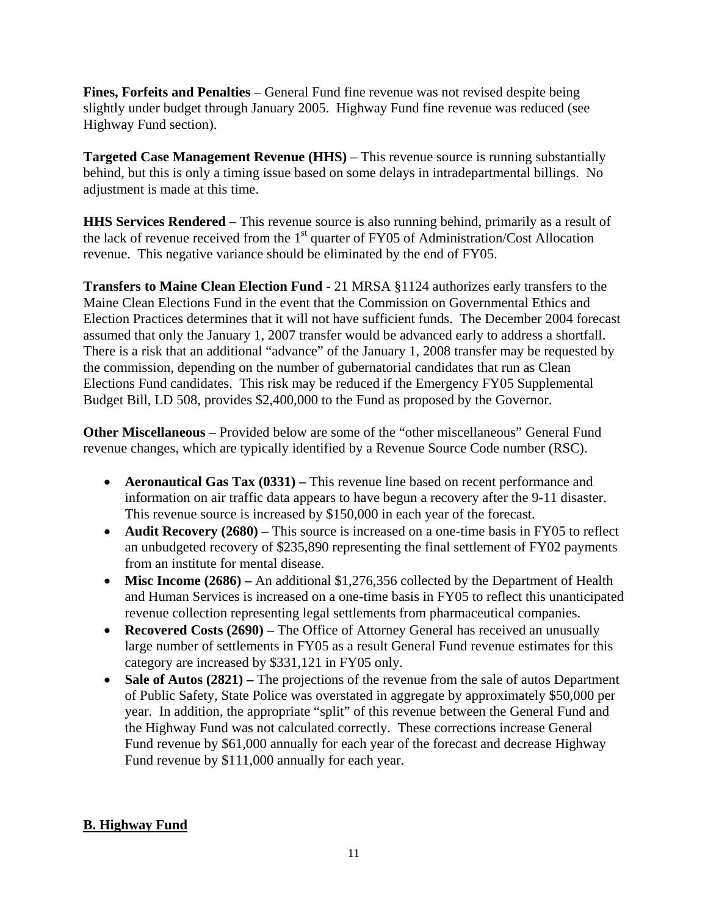**Fines, Forfeits and Penalties** – General Fund fine revenue was not revised despite being slightly under budget through January 2005. Highway Fund fine revenue was reduced (see Highway Fund section).

**Targeted Case Management Revenue (HHS)** – This revenue source is running substantially behind, but this is only a timing issue based on some delays in intradepartmental billings. No adjustment is made at this time.

**HHS Services Rendered** – This revenue source is also running behind, primarily as a result of the lack of revenue received from the 1st quarter of FY05 of Administration/Cost Allocation revenue. This negative variance should be eliminated by the end of FY05.

**Transfers to Maine Clean Election Fund** - 21 MRSA §1124 authorizes early transfers to the Maine Clean Elections Fund in the event that the Commission on Governmental Ethics and Election Practices determines that it will not have sufficient funds. The December 2004 forecast assumed that only the January 1, 2007 transfer would be advanced early to address a shortfall. There is a risk that an additional "advance" of the January 1, 2008 transfer may be requested by the commission, depending on the number of gubernatorial candidates that run as Clean Elections Fund candidates. This risk may be reduced if the Emergency FY05 Supplemental Budget Bill, LD 508, provides $2,400,000 to the Fund as proposed by the Governor.

**Other Miscellaneous** – Provided below are some of the "other miscellaneous" General Fund revenue changes, which are typically identified by a Revenue Source Code number (RSC).

- **Aeronautical Gas Tax (0331) –** This revenue line based on recent performance and information on air traffic data appears to have begun a recovery after the 9-11 disaster. This revenue source is increased by $150,000 in each year of the forecast.
- **Audit Recovery (2680) –** This source is increased on a one-time basis in FY05 to reflect an unbudgeted recovery of $235,890 representing the final settlement of FY02 payments from an institute for mental disease.
- **Misc Income (2686) –** An additional $1,276,356 collected by the Department of Health and Human Services is increased on a one-time basis in FY05 to reflect this unanticipated revenue collection representing legal settlements from pharmaceutical companies.
- **Recovered Costs (2690) –** The Office of Attorney General has received an unusually large number of settlements in FY05 as a result General Fund revenue estimates for this category are increased by $331,121 in FY05 only.
- **Sale of Autos (2821) –** The projections of the revenue from the sale of autos Department of Public Safety, State Police was overstated in aggregate by approximately $50,000 per year. In addition, the appropriate "split" of this revenue between the General Fund and the Highway Fund was not calculated correctly. These corrections increase General Fund revenue by $61,000 annually for each year of the forecast and decrease Highway Fund revenue by $111,000 annually for each year.

## B. Highway Fund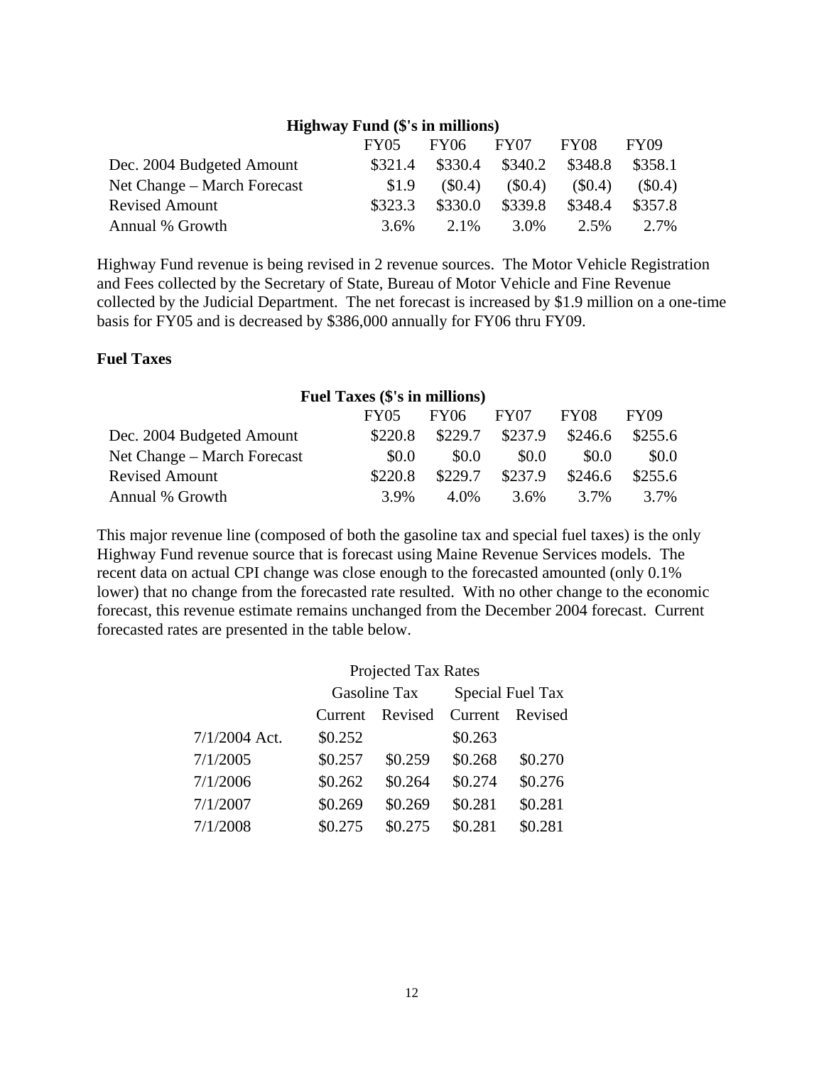**Highway Fund ($'s in millions)**

| | FY05 | FY06 | FY07 | FY08 | FY09 |
|---|---|---|---|---|---|
| Dec. 2004 Budgeted Amount | $321.4 | $330.4 | $340.2 | $348.8 | $358.1 |
| Net Change – March Forecast | $1.9 | ($0.4) | ($0.4) | ($0.4) | ($0.4) |
| Revised Amount | $323.3 | $330.0 | $339.8 | $348.4 | $357.8 |
| Annual % Growth | 3.6% | 2.1% | 3.0% | 2.5% | 2.7% |

Highway Fund revenue is being revised in 2 revenue sources. The Motor Vehicle Registration and Fees collected by the Secretary of State, Bureau of Motor Vehicle and Fine Revenue collected by the Judicial Department. The net forecast is increased by $1.9 million on a one-time basis for FY05 and is decreased by $386,000 annually for FY06 thru FY09.

**Fuel Taxes**

**Fuel Taxes ($'s in millions)**

| | FY05 | FY06 | FY07 | FY08 | FY09 |
|---|---|---|---|---|---|
| Dec. 2004 Budgeted Amount | $220.8 | $229.7 | $237.9 | $246.6 | $255.6 |
| Net Change – March Forecast | $0.0 | $0.0 | $0.0 | $0.0 | $0.0 |
| Revised Amount | $220.8 | $229.7 | $237.9 | $246.6 | $255.6 |
| Annual % Growth | 3.9% | 4.0% | 3.6% | 3.7% | 3.7% |

This major revenue line (composed of both the gasoline tax and special fuel taxes) is the only Highway Fund revenue source that is forecast using Maine Revenue Services models. The recent data on actual CPI change was close enough to the forecasted amounted (only 0.1% lower) that no change from the forecasted rate resulted. With no other change to the economic forecast, this revenue estimate remains unchanged from the December 2004 forecast. Current forecasted rates are presented in the table below.

Projected Tax Rates

| | Gasoline Tax | | Special Fuel Tax | |
|---|---|---|---|---|
| | Current | Revised | Current | Revised |
| 7/1/2004 Act. | $0.252 | | $0.263 | |
| 7/1/2005 | $0.257 | $0.259 | $0.268 | $0.270 |
| 7/1/2006 | $0.262 | $0.264 | $0.274 | $0.276 |
| 7/1/2007 | $0.269 | $0.269 | $0.281 | $0.281 |
| 7/1/2008 | $0.275 | $0.275 | $0.281 | $0.281 |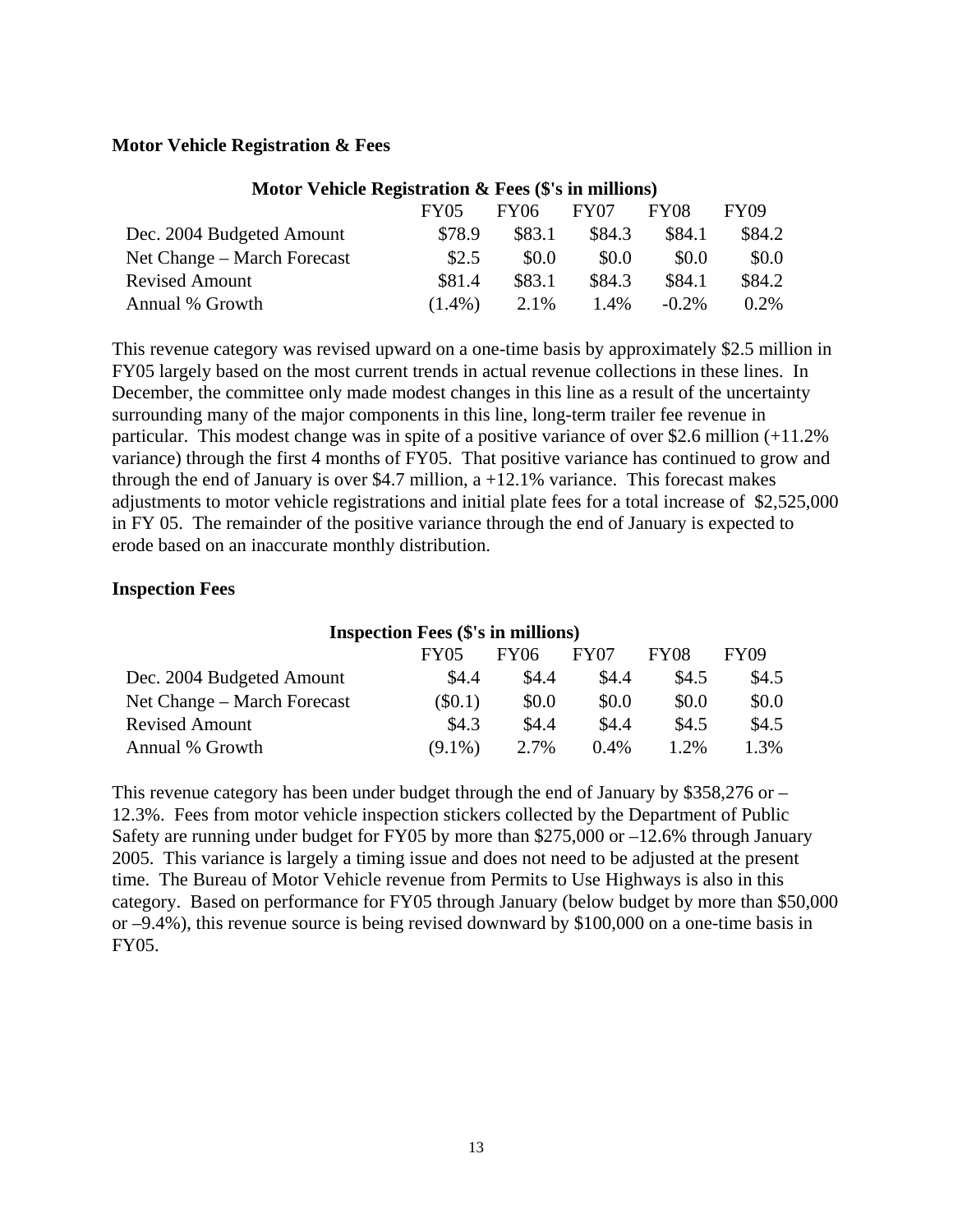**Motor Vehicle Registration & Fees**

| Motor Vehicle Registration & Fees ($'s in millions) | | | | | |
|---|---|---|---|---|---|
| | FY05 | FY06 | FY07 | FY08 | FY09 |
| Dec. 2004 Budgeted Amount | $78.9 | $83.1 | $84.3 | $84.1 | $84.2 |
| Net Change – March Forecast | $2.5 | $0.0 | $0.0 | $0.0 | $0.0 |
| Revised Amount | $81.4 | $83.1 | $84.3 | $84.1 | $84.2 |
| Annual % Growth | (1.4%) | 2.1% | 1.4% | -0.2% | 0.2% |

This revenue category was revised upward on a one-time basis by approximately $2.5 million in FY05 largely based on the most current trends in actual revenue collections in these lines. In December, the committee only made modest changes in this line as a result of the uncertainty surrounding many of the major components in this line, long-term trailer fee revenue in particular. This modest change was in spite of a positive variance of over $2.6 million (+11.2% variance) through the first 4 months of FY05. That positive variance has continued to grow and through the end of January is over $4.7 million, a +12.1% variance. This forecast makes adjustments to motor vehicle registrations and initial plate fees for a total increase of $2,525,000 in FY 05. The remainder of the positive variance through the end of January is expected to erode based on an inaccurate monthly distribution.

**Inspection Fees**

| Inspection Fees ($'s in millions) | | | | | |
|---|---|---|---|---|---|
| | FY05 | FY06 | FY07 | FY08 | FY09 |
| Dec. 2004 Budgeted Amount | $4.4 | $4.4 | $4.4 | $4.5 | $4.5 |
| Net Change – March Forecast | ($0.1) | $0.0 | $0.0 | $0.0 | $0.0 |
| Revised Amount | $4.3 | $4.4 | $4.4 | $4.5 | $4.5 |
| Annual % Growth | (9.1%) | 2.7% | 0.4% | 1.2% | 1.3% |

This revenue category has been under budget through the end of January by $358,276 or –12.3%. Fees from motor vehicle inspection stickers collected by the Department of Public Safety are running under budget for FY05 by more than $275,000 or –12.6% through January 2005. This variance is largely a timing issue and does not need to be adjusted at the present time. The Bureau of Motor Vehicle revenue from Permits to Use Highways is also in this category. Based on performance for FY05 through January (below budget by more than $50,000 or –9.4%), this revenue source is being revised downward by $100,000 on a one-time basis in FY05.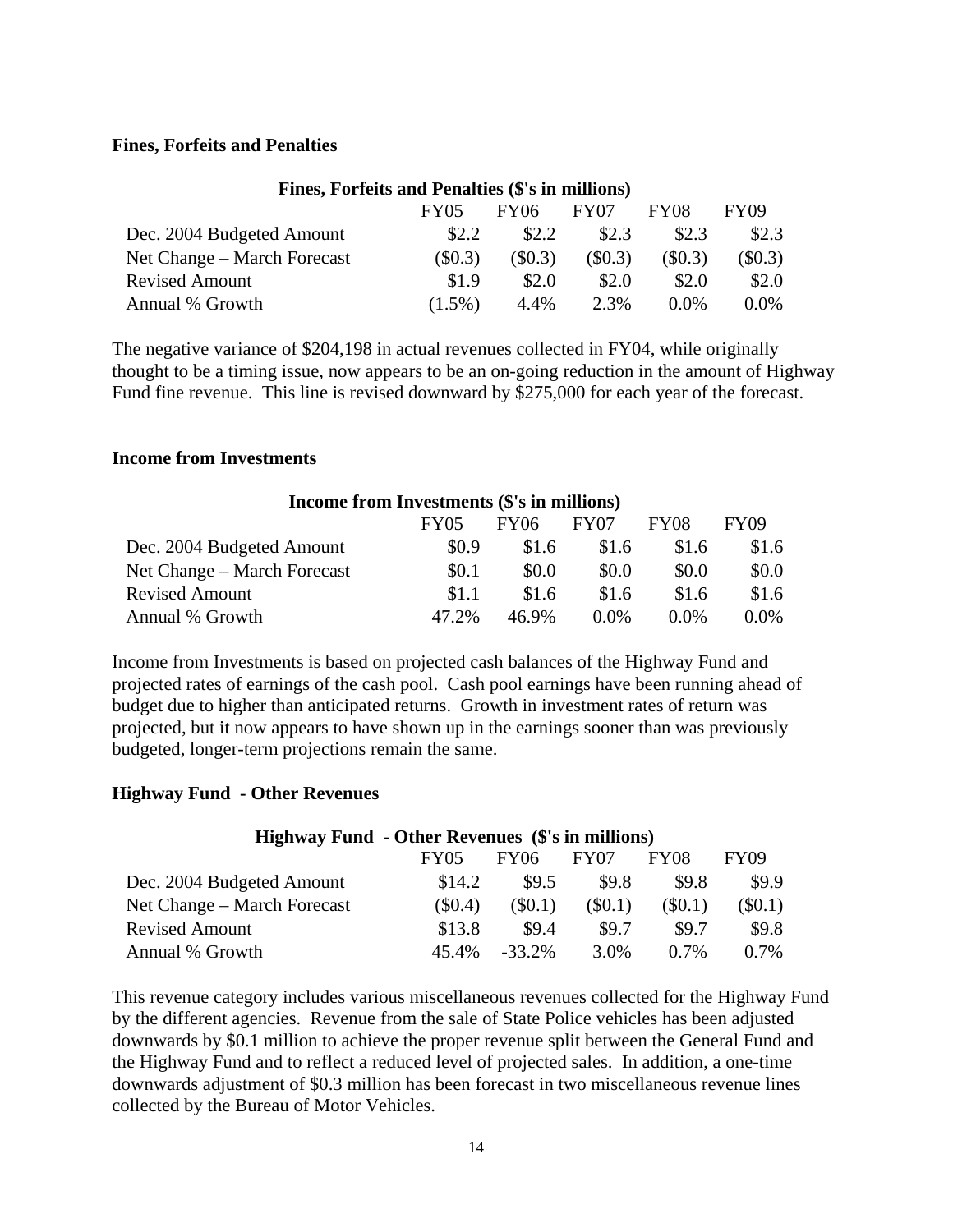### Fines, Forfeits and Penalties

| Fines, Forfeits and Penalties ($'s in millions) | | | | | |
|---|---|---|---|---|---|
| | FY05 | FY06 | FY07 | FY08 | FY09 |
| Dec. 2004 Budgeted Amount | $2.2 | $2.2 | $2.3 | $2.3 | $2.3 |
| Net Change – March Forecast | ($0.3) | ($0.3) | ($0.3) | ($0.3) | ($0.3) |
| Revised Amount | $1.9 | $2.0 | $2.0 | $2.0 | $2.0 |
| Annual % Growth | (1.5%) | 4.4% | 2.3% | 0.0% | 0.0% |

The negative variance of $204,198 in actual revenues collected in FY04, while originally thought to be a timing issue, now appears to be an on-going reduction in the amount of Highway Fund fine revenue. This line is revised downward by $275,000 for each year of the forecast.

### Income from Investments

| Income from Investments ($'s in millions) | | | | | |
|---|---|---|---|---|---|
| | FY05 | FY06 | FY07 | FY08 | FY09 |
| Dec. 2004 Budgeted Amount | $0.9 | $1.6 | $1.6 | $1.6 | $1.6 |
| Net Change – March Forecast | $0.1 | $0.0 | $0.0 | $0.0 | $0.0 |
| Revised Amount | $1.1 | $1.6 | $1.6 | $1.6 | $1.6 |
| Annual % Growth | 47.2% | 46.9% | 0.0% | 0.0% | 0.0% |

Income from Investments is based on projected cash balances of the Highway Fund and projected rates of earnings of the cash pool. Cash pool earnings have been running ahead of budget due to higher than anticipated returns. Growth in investment rates of return was projected, but it now appears to have shown up in the earnings sooner than was previously budgeted, longer-term projections remain the same.

### Highway Fund - Other Revenues

| Highway Fund - Other Revenues ($'s in millions) | | | | | |
|---|---|---|---|---|---|
| | FY05 | FY06 | FY07 | FY08 | FY09 |
| Dec. 2004 Budgeted Amount | $14.2 | $9.5 | $9.8 | $9.8 | $9.9 |
| Net Change – March Forecast | ($0.4) | ($0.1) | ($0.1) | ($0.1) | ($0.1) |
| Revised Amount | $13.8 | $9.4 | $9.7 | $9.7 | $9.8 |
| Annual % Growth | 45.4% | -33.2% | 3.0% | 0.7% | 0.7% |

This revenue category includes various miscellaneous revenues collected for the Highway Fund by the different agencies. Revenue from the sale of State Police vehicles has been adjusted downwards by $0.1 million to achieve the proper revenue split between the General Fund and the Highway Fund and to reflect a reduced level of projected sales. In addition, a one-time downwards adjustment of $0.3 million has been forecast in two miscellaneous revenue lines collected by the Bureau of Motor Vehicles.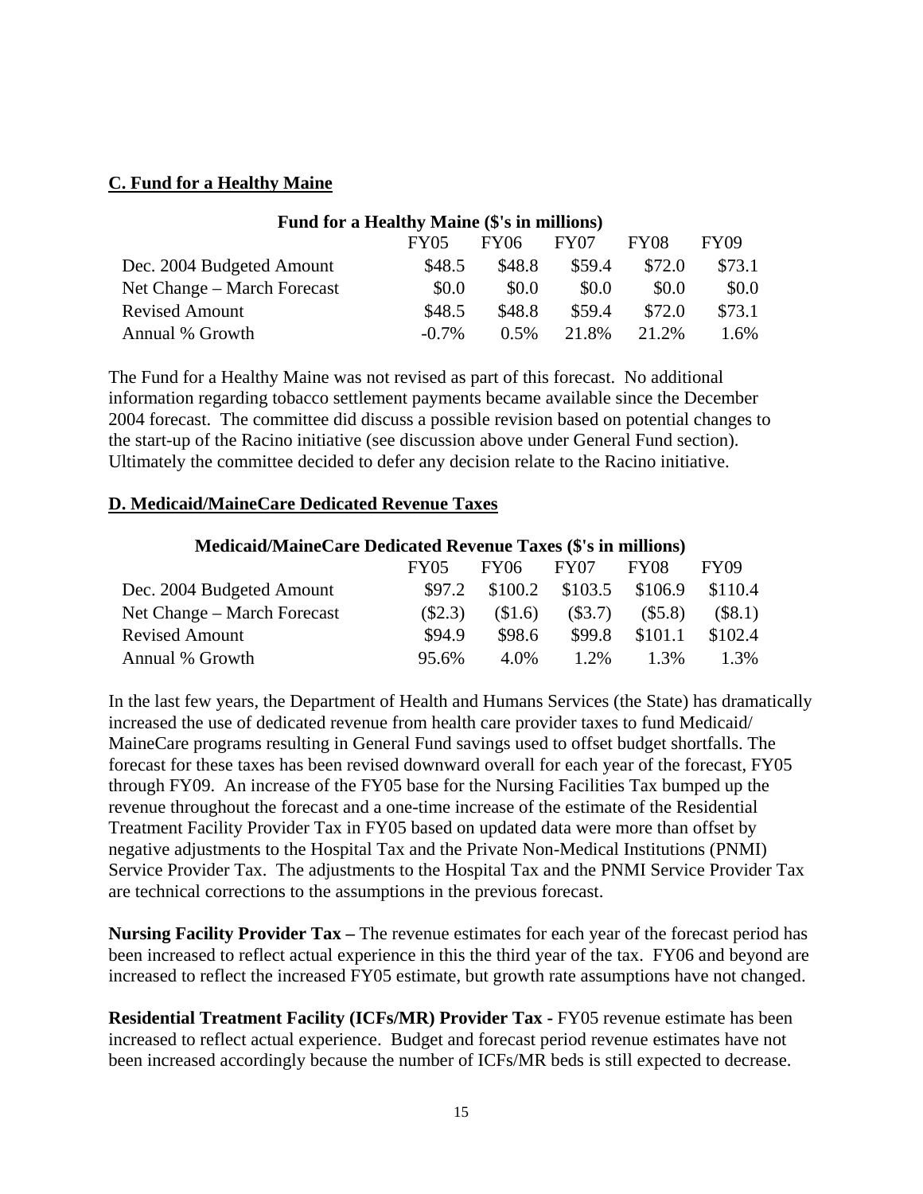## C. Fund for a Healthy Maine

| Fund for a Healthy Maine ($'s in millions) | FY05 | FY06 | FY07 | FY08 | FY09 |
|---|---|---|---|---|---|
| Dec. 2004 Budgeted Amount | $48.5 | $48.8 | $59.4 | $72.0 | $73.1 |
| Net Change – March Forecast | $0.0 | $0.0 | $0.0 | $0.0 | $0.0 |
| Revised Amount | $48.5 | $48.8 | $59.4 | $72.0 | $73.1 |
| Annual % Growth | -0.7% | 0.5% | 21.8% | 21.2% | 1.6% |

The Fund for a Healthy Maine was not revised as part of this forecast. No additional information regarding tobacco settlement payments became available since the December 2004 forecast. The committee did discuss a possible revision based on potential changes to the start-up of the Racino initiative (see discussion above under General Fund section). Ultimately the committee decided to defer any decision relate to the Racino initiative.

## D. Medicaid/MaineCare Dedicated Revenue Taxes

| Medicaid/MaineCare Dedicated Revenue Taxes ($'s in millions) | FY05 | FY06 | FY07 | FY08 | FY09 |
|---|---|---|---|---|---|
| Dec. 2004 Budgeted Amount | $97.2 | $100.2 | $103.5 | $106.9 | $110.4 |
| Net Change – March Forecast | ($2.3) | ($1.6) | ($3.7) | ($5.8) | ($8.1) |
| Revised Amount | $94.9 | $98.6 | $99.8 | $101.1 | $102.4 |
| Annual % Growth | 95.6% | 4.0% | 1.2% | 1.3% | 1.3% |

In the last few years, the Department of Health and Humans Services (the State) has dramatically increased the use of dedicated revenue from health care provider taxes to fund Medicaid/ MaineCare programs resulting in General Fund savings used to offset budget shortfalls. The forecast for these taxes has been revised downward overall for each year of the forecast, FY05 through FY09. An increase of the FY05 base for the Nursing Facilities Tax bumped up the revenue throughout the forecast and a one-time increase of the estimate of the Residential Treatment Facility Provider Tax in FY05 based on updated data were more than offset by negative adjustments to the Hospital Tax and the Private Non-Medical Institutions (PNMI) Service Provider Tax. The adjustments to the Hospital Tax and the PNMI Service Provider Tax are technical corrections to the assumptions in the previous forecast.

**Nursing Facility Provider Tax –** The revenue estimates for each year of the forecast period has been increased to reflect actual experience in this the third year of the tax. FY06 and beyond are increased to reflect the increased FY05 estimate, but growth rate assumptions have not changed.

**Residential Treatment Facility (ICFs/MR) Provider Tax -** FY05 revenue estimate has been increased to reflect actual experience. Budget and forecast period revenue estimates have not been increased accordingly because the number of ICFs/MR beds is still expected to decrease.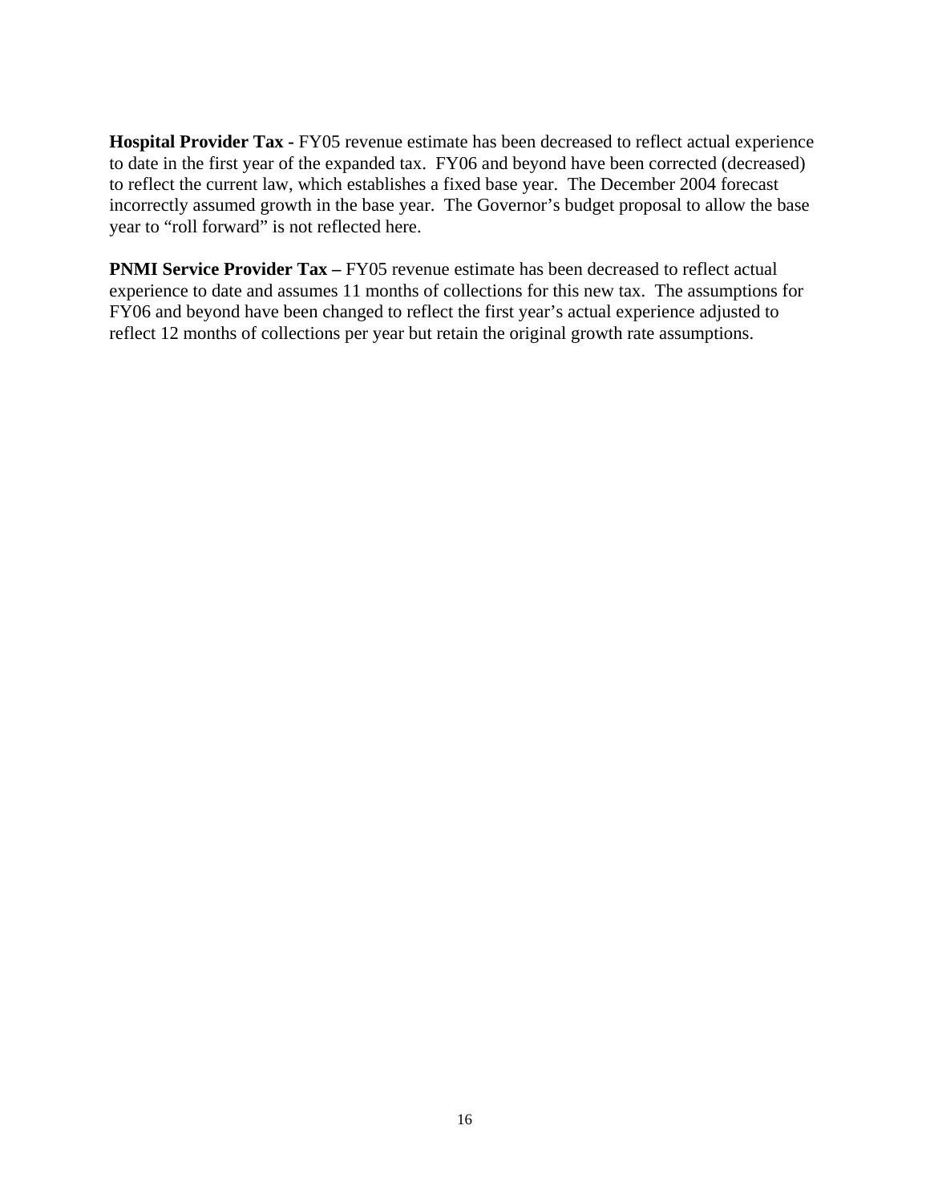**Hospital Provider Tax -** FY05 revenue estimate has been decreased to reflect actual experience to date in the first year of the expanded tax. FY06 and beyond have been corrected (decreased) to reflect the current law, which establishes a fixed base year. The December 2004 forecast incorrectly assumed growth in the base year. The Governor's budget proposal to allow the base year to "roll forward" is not reflected here.

**PNMI Service Provider Tax –** FY05 revenue estimate has been decreased to reflect actual experience to date and assumes 11 months of collections for this new tax. The assumptions for FY06 and beyond have been changed to reflect the first year's actual experience adjusted to reflect 12 months of collections per year but retain the original growth rate assumptions.